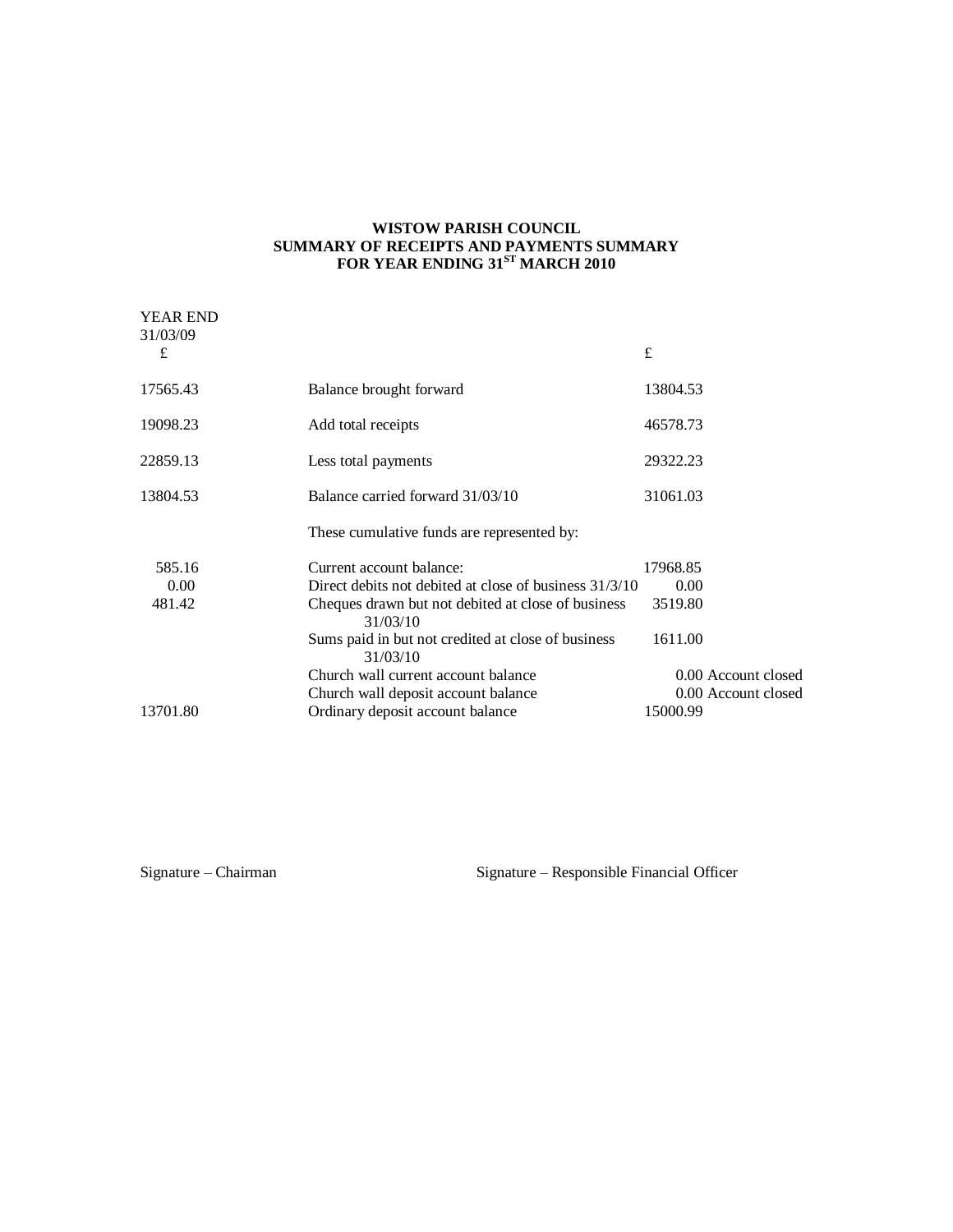**WISTOW PARISH COUNCIL**
**SUMMARY OF RECEIPTS AND PAYMENTS SUMMARY**
**FOR YEAR ENDING 31ST MARCH 2010**

| YEAR END 31/03/09 £ | | £ | |
|---|---|---|---|
| 17565.43 | Balance brought forward | 13804.53 | |
| 19098.23 | Add total receipts | 46578.73 | |
| 22859.13 | Less total payments | 29322.23 | |
| 13804.53 | Balance carried forward 31/03/10 | 31061.03 | |
| | These cumulative funds are represented by: | | |
| 585.16 | Current account balance: | 17968.85 | |
| 0.00 | Direct debits not debited at close of business 31/3/10 | 0.00 | |
| 481.42 | Cheques drawn but not debited at close of business 31/03/10 | 3519.80 | |
| | Sums paid in but not credited at close of business 31/03/10 | 1611.00 | |
| | Church wall current account balance | 0.00 | Account closed |
| | Church wall deposit account balance | 0.00 | Account closed |
| 13701.80 | Ordinary deposit account balance | 15000.99 | |

Signature – Chairman

Signature – Responsible Financial Officer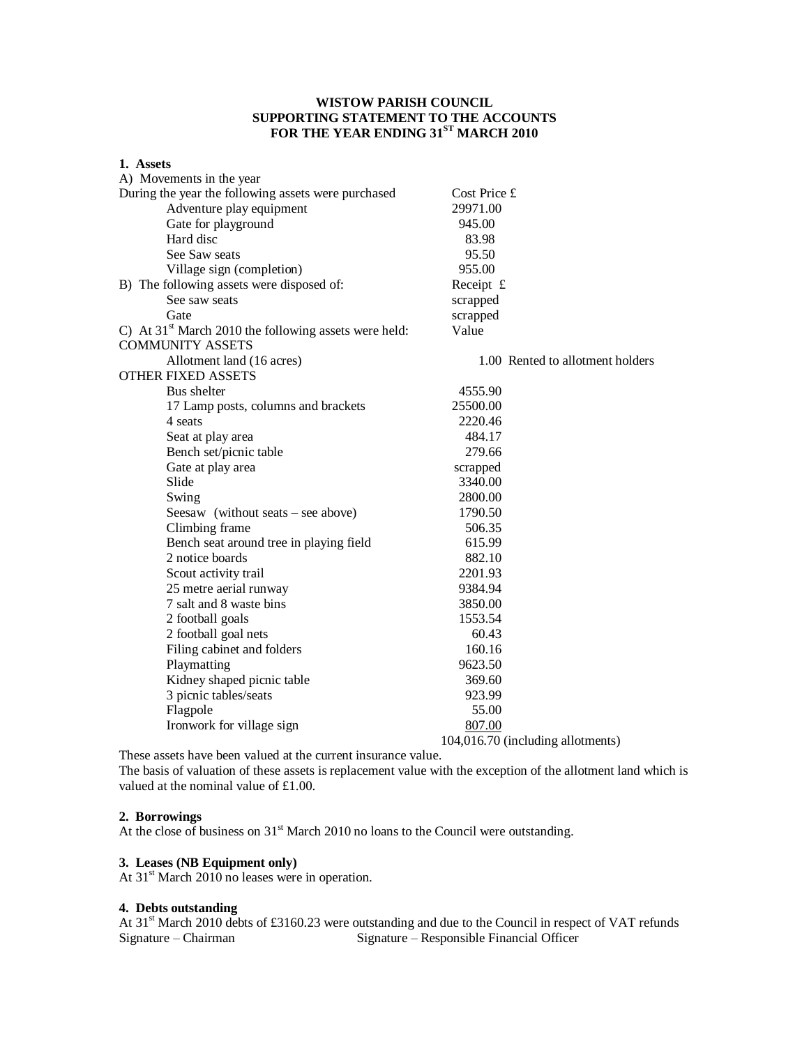**WISTOW PARISH COUNCIL**
**SUPPORTING STATEMENT TO THE ACCOUNTS**
**FOR THE YEAR ENDING 31ST MARCH 2010**

**1. Assets**

A) Movements in the year

| During the year the following assets were purchased | Cost Price £ | |
|---|---|---|
| Adventure play equipment | 29971.00 | |
| Gate for playground | 945.00 | |
| Hard disc | 83.98 | |
| See Saw seats | 95.50 | |
| Village sign (completion) | 955.00 | |
| **B) The following assets were disposed of:** | **Receipt £** | |
| See saw seats | scrapped | |
| Gate | scrapped | |
| **C) At 31st March 2010 the following assets were held:** | **Value** | |
| COMMUNITY ASSETS | | |
| Allotment land (16 acres) | 1.00 | Rented to allotment holders |
| OTHER FIXED ASSETS | | |
| Bus shelter | 4555.90 | |
| 17 Lamp posts, columns and brackets | 25500.00 | |
| 4 seats | 2220.46 | |
| Seat at play area | 484.17 | |
| Bench set/picnic table | 279.66 | |
| Gate at play area | scrapped | |
| Slide | 3340.00 | |
| Swing | 2800.00 | |
| Seesaw (without seats – see above) | 1790.50 | |
| Climbing frame | 506.35 | |
| Bench seat around tree in playing field | 615.99 | |
| 2 notice boards | 882.10 | |
| Scout activity trail | 2201.93 | |
| 25 metre aerial runway | 9384.94 | |
| 7 salt and 8 waste bins | 3850.00 | |
| 2 football goals | 1553.54 | |
| 2 football goal nets | 60.43 | |
| Filing cabinet and folders | 160.16 | |
| Playmatting | 9623.50 | |
| Kidney shaped picnic table | 369.60 | |
| 3 picnic tables/seats | 923.99 | |
| Flagpole | 55.00 | |
| Ironwork for village sign | 807.00 | |
| | 104,016.70 | (including allotments) |

These assets have been valued at the current insurance value.
The basis of valuation of these assets is replacement value with the exception of the allotment land which is valued at the nominal value of £1.00.

**2. Borrowings**

At the close of business on 31st March 2010 no loans to the Council were outstanding.

**3. Leases (NB Equipment only)**

At 31st March 2010 no leases were in operation.

**4. Debts outstanding**

At 31st March 2010 debts of £3160.23 were outstanding and due to the Council in respect of VAT refunds

Signature – Chairman                Signature – Responsible Financial Officer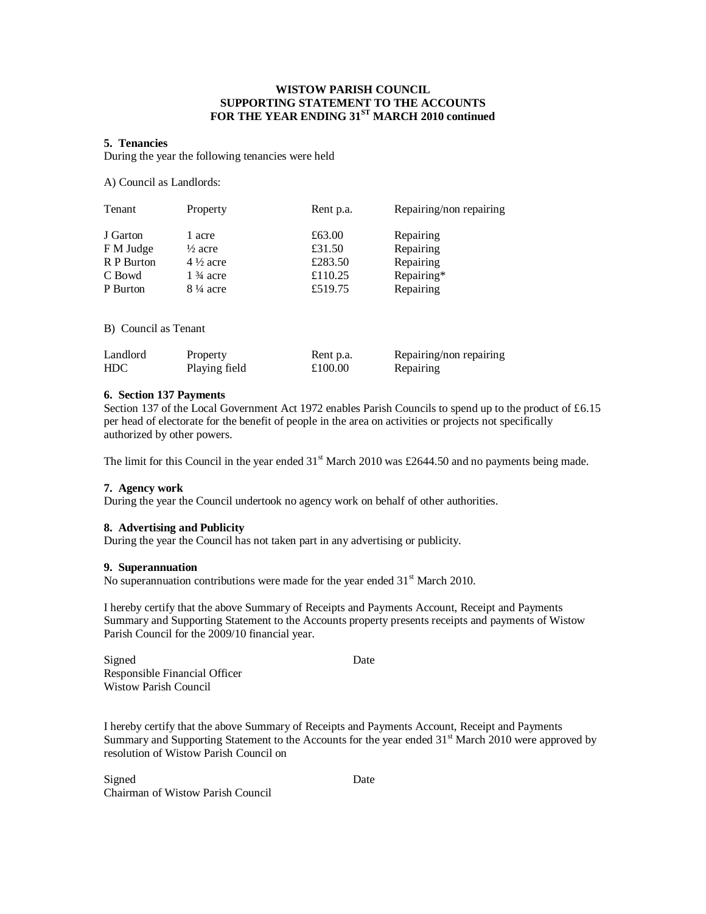**WISTOW PARISH COUNCIL**
**SUPPORTING STATEMENT TO THE ACCOUNTS**
**FOR THE YEAR ENDING 31ST MARCH 2010 continued**

**5. Tenancies**

During the year the following tenancies were held

A) Council as Landlords:

| Tenant | Property | Rent p.a. | Repairing/non repairing |
|---|---|---|---|
| J Garton | 1 acre | £63.00 | Repairing |
| F M Judge | ½ acre | £31.50 | Repairing |
| R P Burton | 4 ½ acre | £283.50 | Repairing |
| C Bowd | 1 ¾ acre | £110.25 | Repairing* |
| P Burton | 8 ¼ acre | £519.75 | Repairing |

B) Council as Tenant

| Landlord | Property | Rent p.a. | Repairing/non repairing |
|---|---|---|---|
| HDC | Playing field | £100.00 | Repairing |

**6. Section 137 Payments**

Section 137 of the Local Government Act 1972 enables Parish Councils to spend up to the product of £6.15 per head of electorate for the benefit of people in the area on activities or projects not specifically authorized by other powers.

The limit for this Council in the year ended 31st March 2010 was £2644.50 and no payments being made.

**7. Agency work**

During the year the Council undertook no agency work on behalf of other authorities.

**8. Advertising and Publicity**

During the year the Council has not taken part in any advertising or publicity.

**9. Superannuation**

No superannuation contributions were made for the year ended 31st March 2010.

I hereby certify that the above Summary of Receipts and Payments Account, Receipt and Payments Summary and Supporting Statement to the Accounts property presents receipts and payments of Wistow Parish Council for the 2009/10 financial year.

Signed Date
Responsible Financial Officer
Wistow Parish Council

I hereby certify that the above Summary of Receipts and Payments Account, Receipt and Payments Summary and Supporting Statement to the Accounts for the year ended 31st March 2010 were approved by resolution of Wistow Parish Council on

Signed Date
Chairman of Wistow Parish Council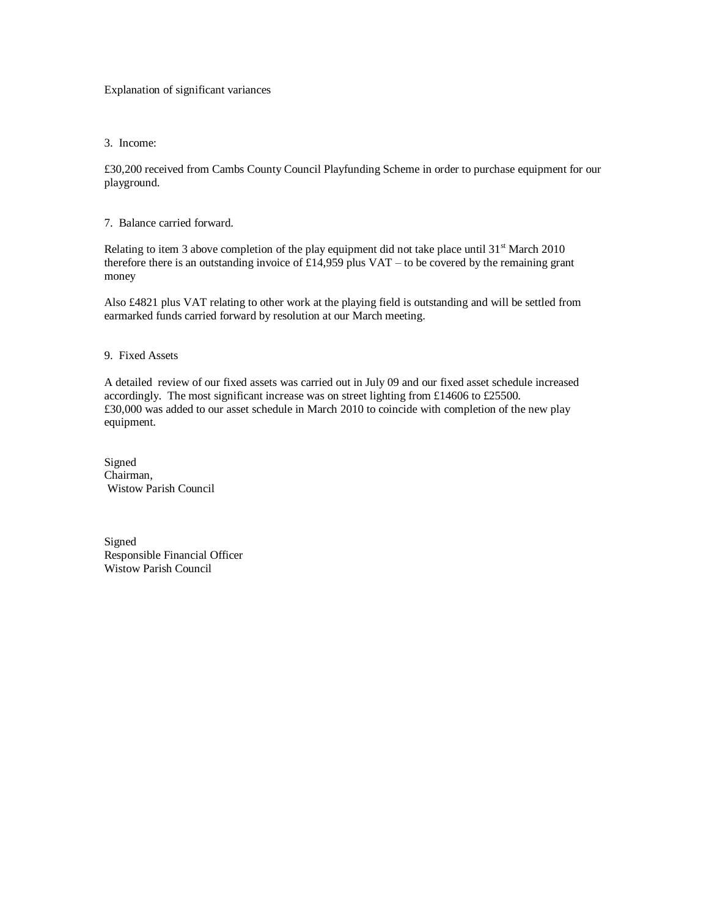Explanation of significant variances

3. Income:

£30,200 received from Cambs County Council Playfunding Scheme in order to purchase equipment for our playground.

7. Balance carried forward.

Relating to item 3 above completion of the play equipment did not take place until 31st March 2010 therefore there is an outstanding invoice of £14,959 plus VAT – to be covered by the remaining grant money

Also £4821 plus VAT relating to other work at the playing field is outstanding and will be settled from earmarked funds carried forward by resolution at our March meeting.

9. Fixed Assets

A detailed review of our fixed assets was carried out in July 09 and our fixed asset schedule increased accordingly. The most significant increase was on street lighting from £14606 to £25500.
£30,000 was added to our asset schedule in March 2010 to coincide with completion of the new play equipment.

Signed
Chairman,
Wistow Parish Council

Signed
Responsible Financial Officer
Wistow Parish Council